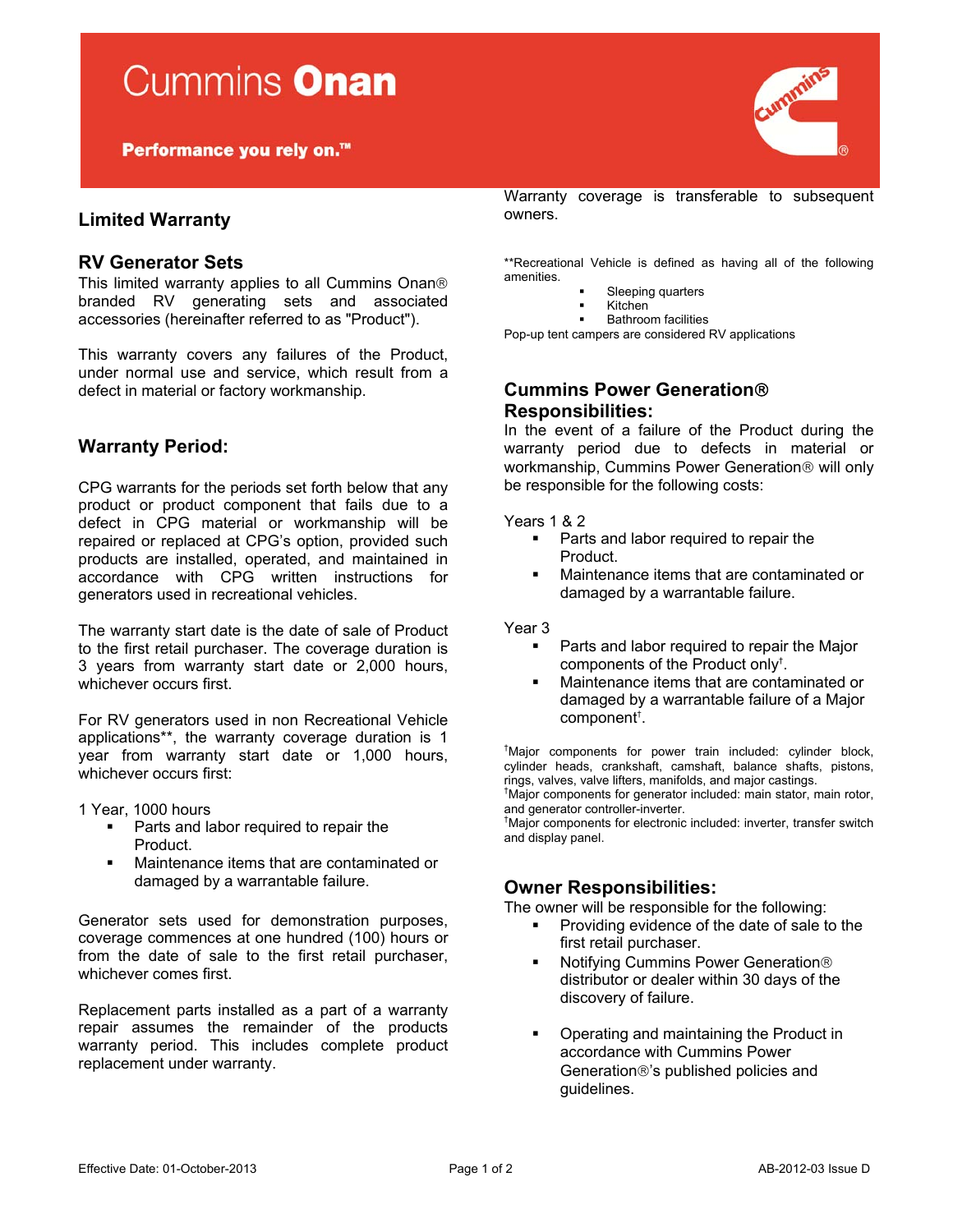Cummins **Onan**

**Performance you rely on.™**

## Limited Warranty

### RV Generator Sets

This limited warranty applies to all Cummins Onan® branded RV generating sets and associated accessories (hereinafter referred to as "Product").

This warranty covers any failures of the Product, under normal use and service, which result from a defect in material or factory workmanship.

### Warranty Period:

CPG warrants for the periods set forth below that any product or product component that fails due to a defect in CPG material or workmanship will be repaired or replaced at CPG's option, provided such products are installed, operated, and maintained in accordance with CPG written instructions for generators used in recreational vehicles.

The warranty start date is the date of sale of Product to the first retail purchaser. The coverage duration is 3 years from warranty start date or 2,000 hours, whichever occurs first.

For RV generators used in non Recreational Vehicle applications**, the warranty coverage duration is 1 year from warranty start date or 1,000 hours, whichever occurs first:

1 Year, 1000 hours

- Parts and labor required to repair the Product.
- Maintenance items that are contaminated or damaged by a warrantable failure.

Generator sets used for demonstration purposes, coverage commences at one hundred (100) hours or from the date of sale to the first retail purchaser, whichever comes first.

Replacement parts installed as a part of a warranty repair assumes the remainder of the products warranty period. This includes complete product replacement under warranty.

Warranty coverage is transferable to subsequent owners.

**Recreational Vehicle is defined as having all of the following amenities.

- Sleeping quarters
- Kitchen
- Bathroom facilities

Pop-up tent campers are considered RV applications

### Cummins Power Generation® Responsibilities:

In the event of a failure of the Product during the warranty period due to defects in material or workmanship, Cummins Power Generation® will only be responsible for the following costs:

Years 1 & 2

- Parts and labor required to repair the Product.
- Maintenance items that are contaminated or damaged by a warrantable failure.

Year 3

- Parts and labor required to repair the Major components of the Product only†.
- Maintenance items that are contaminated or damaged by a warrantable failure of a Major component†.

†Major components for power train included: cylinder block, cylinder heads, crankshaft, camshaft, balance shafts, pistons, rings, valves, valve lifters, manifolds, and major castings.
†Major components for generator included: main stator, main rotor, and generator controller-inverter.
†Major components for electronic included: inverter, transfer switch and display panel.

### Owner Responsibilities:

The owner will be responsible for the following:

- Providing evidence of the date of sale to the first retail purchaser.
- Notifying Cummins Power Generation® distributor or dealer within 30 days of the discovery of failure.
- Operating and maintaining the Product in accordance with Cummins Power Generation®'s published policies and guidelines.

Effective Date: 01-October-2013 AB-2012-03 Issue D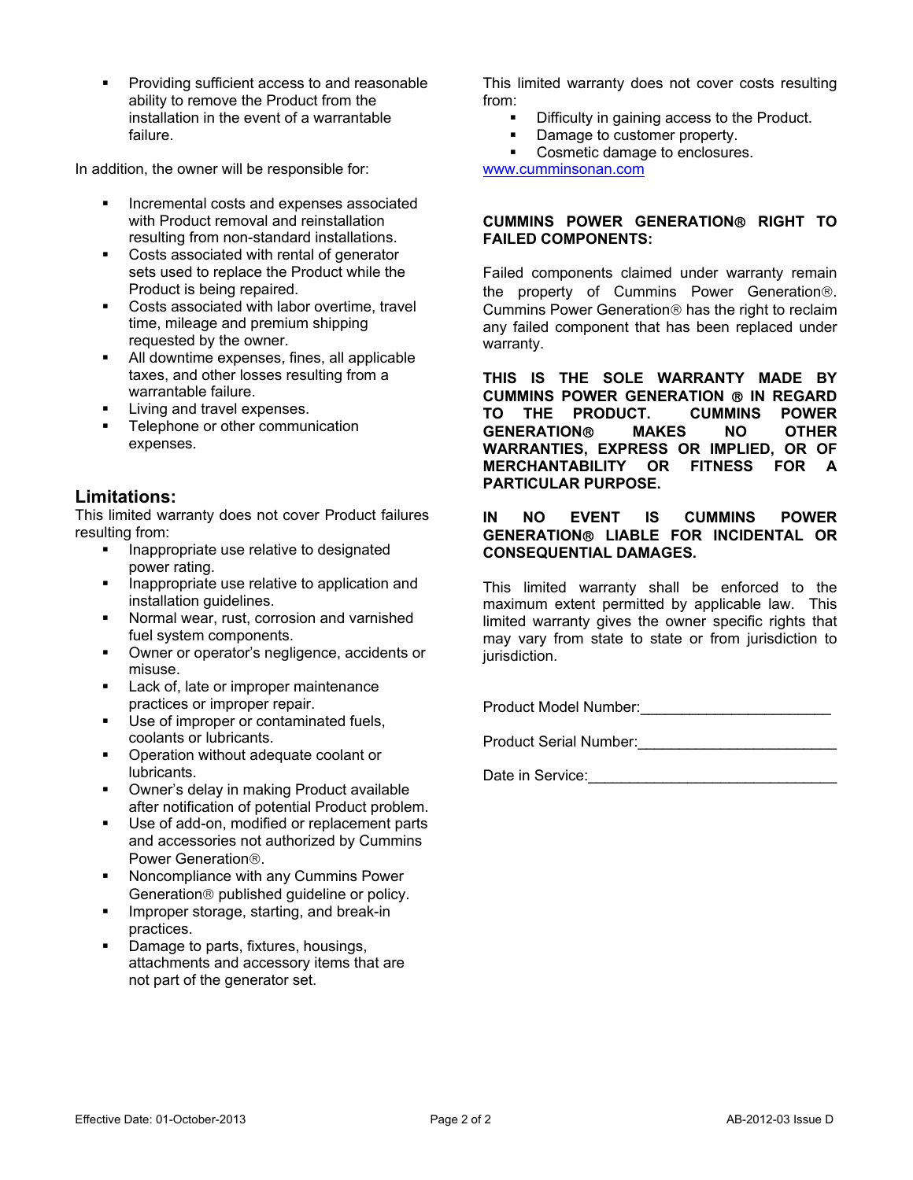- Providing sufficient access to and reasonable ability to remove the Product from the installation in the event of a warrantable failure.

In addition, the owner will be responsible for:

- Incremental costs and expenses associated with Product removal and reinstallation resulting from non-standard installations.
- Costs associated with rental of generator sets used to replace the Product while the Product is being repaired.
- Costs associated with labor overtime, travel time, mileage and premium shipping requested by the owner.
- All downtime expenses, fines, all applicable taxes, and other losses resulting from a warrantable failure.
- Living and travel expenses.
- Telephone or other communication expenses.

## Limitations:

This limited warranty does not cover Product failures resulting from:

- Inappropriate use relative to designated power rating.
- Inappropriate use relative to application and installation guidelines.
- Normal wear, rust, corrosion and varnished fuel system components.
- Owner or operator's negligence, accidents or misuse.
- Lack of, late or improper maintenance practices or improper repair.
- Use of improper or contaminated fuels, coolants or lubricants.
- Operation without adequate coolant or lubricants.
- Owner's delay in making Product available after notification of potential Product problem.
- Use of add-on, modified or replacement parts and accessories not authorized by Cummins Power Generation®.
- Noncompliance with any Cummins Power Generation® published guideline or policy.
- Improper storage, starting, and break-in practices.
- Damage to parts, fixtures, housings, attachments and accessory items that are not part of the generator set.

This limited warranty does not cover costs resulting from:

- Difficulty in gaining access to the Product.
- Damage to customer property.
- Cosmetic damage to enclosures.

www.cumminsonan.com

**CUMMINS POWER GENERATION® RIGHT TO FAILED COMPONENTS:**

Failed components claimed under warranty remain the property of Cummins Power Generation®. Cummins Power Generation® has the right to reclaim any failed component that has been replaced under warranty.

**THIS IS THE SOLE WARRANTY MADE BY CUMMINS POWER GENERATION ® IN REGARD TO THE PRODUCT. CUMMINS POWER GENERATION® MAKES NO OTHER WARRANTIES, EXPRESS OR IMPLIED, OR OF MERCHANTABILITY OR FITNESS FOR A PARTICULAR PURPOSE.**

**IN NO EVENT IS CUMMINS POWER GENERATION® LIABLE FOR INCIDENTAL OR CONSEQUENTIAL DAMAGES.**

This limited warranty shall be enforced to the maximum extent permitted by applicable law. This limited warranty gives the owner specific rights that may vary from state to state or from jurisdiction to jurisdiction.

Product Model Number:______________________

Product Serial Number:______________________

Date in Service:______________________

Effective Date: 01-October-2013

AB-2012-03 Issue D